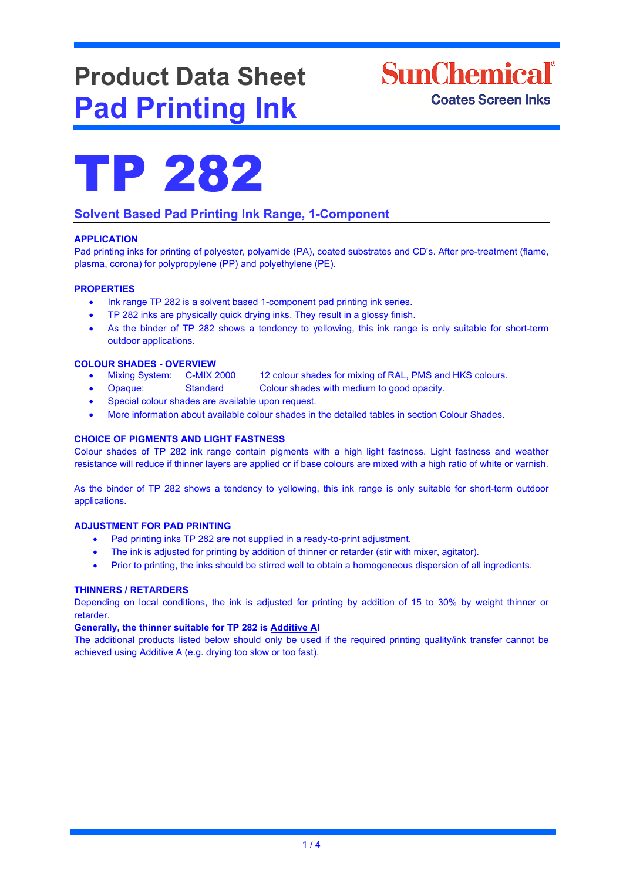# Product Data Sheet
# Pad Printing Ink

SunChemical®
Coates Screen Inks

# TP 282

## Solvent Based Pad Printing Ink Range, 1-Component

### APPLICATION

Pad printing inks for printing of polyester, polyamide (PA), coated substrates and CD's. After pre-treatment (flame, plasma, corona) for polypropylene (PP) and polyethylene (PE).

### PROPERTIES

- Ink range TP 282 is a solvent based 1-component pad printing ink series.
- TP 282 inks are physically quick drying inks. They result in a glossy finish.
- As the binder of TP 282 shows a tendency to yellowing, this ink range is only suitable for short-term outdoor applications.

### COLOUR SHADES - OVERVIEW

- Mixing System: C-MIX 2000 — 12 colour shades for mixing of RAL, PMS and HKS colours.
- Opaque: Standard — Colour shades with medium to good opacity.
- Special colour shades are available upon request.
- More information about available colour shades in the detailed tables in section Colour Shades.

### CHOICE OF PIGMENTS AND LIGHT FASTNESS

Colour shades of TP 282 ink range contain pigments with a high light fastness. Light fastness and weather resistance will reduce if thinner layers are applied or if base colours are mixed with a high ratio of white or varnish.

As the binder of TP 282 shows a tendency to yellowing, this ink range is only suitable for short-term outdoor applications.

### ADJUSTMENT FOR PAD PRINTING

- Pad printing inks TP 282 are not supplied in a ready-to-print adjustment.
- The ink is adjusted for printing by addition of thinner or retarder (stir with mixer, agitator).
- Prior to printing, the inks should be stirred well to obtain a homogeneous dispersion of all ingredients.

### THINNERS / RETARDERS

Depending on local conditions, the ink is adjusted for printing by addition of 15 to 30% by weight thinner or retarder.

**Generally, the thinner suitable for TP 282 is Additive A!**

The additional products listed below should only be used if the required printing quality/ink transfer cannot be achieved using Additive A (e.g. drying too slow or too fast).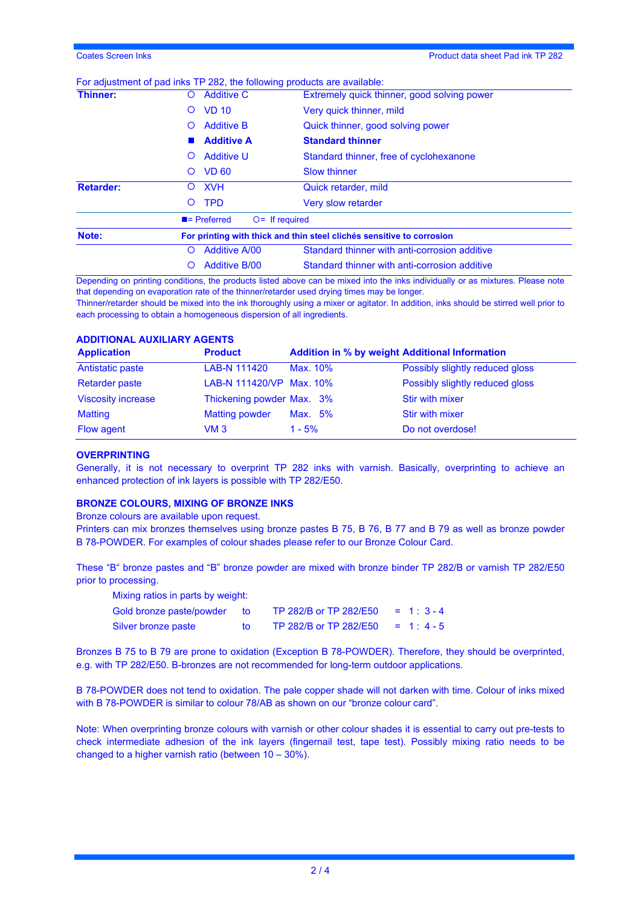For adjustment of pad inks TP 282, the following products are available:

| | | Product | Description |
|---|---|---|---|
| **Thinner:** | ○ | Additive C | Extremely quick thinner, good solving power |
| | ○ | VD 10 | Very quick thinner, mild |
| | ○ | Additive B | Quick thinner, good solving power |
| | ■ | **Additive A** | **Standard thinner** |
| | ○ | Additive U | Standard thinner, free of cyclohexanone |
| | ○ | VD 60 | Slow thinner |
| **Retarder:** | ○ | XVH | Quick retarder, mild |
| | ○ | TPD | Very slow retarder |
| | ■= Preferred | ○= If required | |
| **Note:** | **For printing with thick and thin steel clichés sensitive to corrosion** | | |
| | ○ | Additive A/00 | Standard thinner with anti-corrosion additive |
| | ○ | Additive B/00 | Standard thinner with anti-corrosion additive |

Depending on printing conditions, the products listed above can be mixed into the inks individually or as mixtures. Please note that depending on evaporation rate of the thinner/retarder used drying times may be longer.
Thinner/retarder should be mixed into the ink thoroughly using a mixer or agitator. In addition, inks should be stirred well prior to each processing to obtain a homogeneous dispersion of all ingredients.

## ADDITIONAL AUXILIARY AGENTS

| Application | Product | Addition in % by weight | Additional Information |
|---|---|---|---|
| Antistatic paste | LAB-N 111420 | Max. 10% | Possibly slightly reduced gloss |
| Retarder paste | LAB-N 111420/VP | Max. 10% | Possibly slightly reduced gloss |
| Viscosity increase | Thickening powder | Max. 3% | Stir with mixer |
| Matting | Matting powder | Max. 5% | Stir with mixer |
| Flow agent | VM 3 | 1 - 5% | Do not overdose! |

## OVERPRINTING

Generally, it is not necessary to overprint TP 282 inks with varnish. Basically, overprinting to achieve an enhanced protection of ink layers is possible with TP 282/E50.

## BRONZE COLOURS, MIXING OF BRONZE INKS

Bronze colours are available upon request.
Printers can mix bronzes themselves using bronze pastes B 75, B 76, B 77 and B 79 as well as bronze powder B 78-POWDER. For examples of colour shades please refer to our Bronze Colour Card.

These "B" bronze pastes and "B" bronze powder are mixed with bronze binder TP 282/B or varnish TP 282/E50 prior to processing.

Mixing ratios in parts by weight:

| | | | | |
|---|---|---|---|---|
| Gold bronze paste/powder | to | TP 282/B or TP 282/E50 | = | 1 : 3 - 4 |
| Silver bronze paste | to | TP 282/B or TP 282/E50 | = | 1 : 4 - 5 |

Bronzes B 75 to B 79 are prone to oxidation (Exception B 78-POWDER). Therefore, they should be overprinted, e.g. with TP 282/E50. B-bronzes are not recommended for long-term outdoor applications.

B 78-POWDER does not tend to oxidation. The pale copper shade will not darken with time. Colour of inks mixed with B 78-POWDER is similar to colour 78/AB as shown on our "bronze colour card".

Note: When overprinting bronze colours with varnish or other colour shades it is essential to carry out pre-tests to check intermediate adhesion of the ink layers (fingernail test, tape test). Possibly mixing ratio needs to be changed to a higher varnish ratio (between 10 – 30%).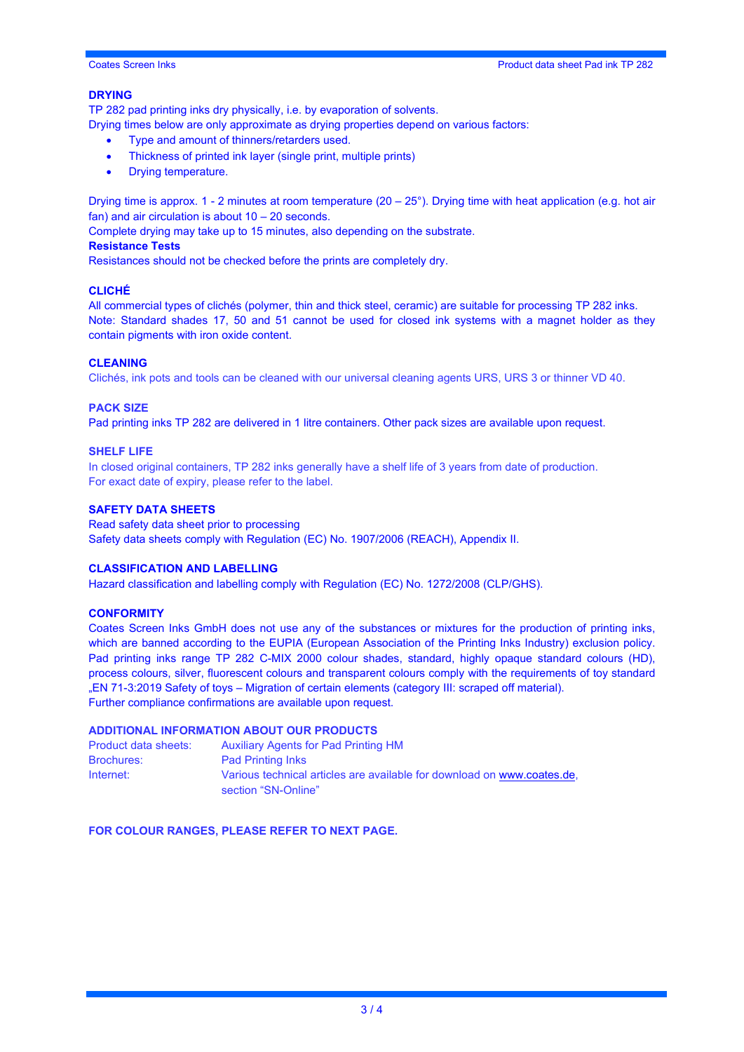## DRYING

TP 282 pad printing inks dry physically, i.e. by evaporation of solvents.
Drying times below are only approximate as drying properties depend on various factors:

- Type and amount of thinners/retarders used.
- Thickness of printed ink layer (single print, multiple prints)
- Drying temperature.

Drying time is approx. 1 - 2 minutes at room temperature (20 – 25°). Drying time with heat application (e.g. hot air fan) and air circulation is about 10 – 20 seconds.
Complete drying may take up to 15 minutes, also depending on the substrate.

**Resistance Tests**

Resistances should not be checked before the prints are completely dry.

## CLICHÉ

All commercial types of clichés (polymer, thin and thick steel, ceramic) are suitable for processing TP 282 inks.
Note: Standard shades 17, 50 and 51 cannot be used for closed ink systems with a magnet holder as they contain pigments with iron oxide content.

## CLEANING

Clichés, ink pots and tools can be cleaned with our universal cleaning agents URS, URS 3 or thinner VD 40.

## PACK SIZE

Pad printing inks TP 282 are delivered in 1 litre containers. Other pack sizes are available upon request.

## SHELF LIFE

In closed original containers, TP 282 inks generally have a shelf life of 3 years from date of production.
For exact date of expiry, please refer to the label.

## SAFETY DATA SHEETS

Read safety data sheet prior to processing
Safety data sheets comply with Regulation (EC) No. 1907/2006 (REACH), Appendix II.

## CLASSIFICATION AND LABELLING

Hazard classification and labelling comply with Regulation (EC) No. 1272/2008 (CLP/GHS).

## CONFORMITY

Coates Screen Inks GmbH does not use any of the substances or mixtures for the production of printing inks, which are banned according to the EUPIA (European Association of the Printing Inks Industry) exclusion policy.
Pad printing inks range TP 282 C-MIX 2000 colour shades, standard, highly opaque standard colours (HD), process colours, silver, fluorescent colours and transparent colours comply with the requirements of toy standard „EN 71-3:2019 Safety of toys – Migration of certain elements (category III: scraped off material).
Further compliance confirmations are available upon request.

## ADDITIONAL INFORMATION ABOUT OUR PRODUCTS

| | |
|---|---|
| Product data sheets: | Auxiliary Agents for Pad Printing HM |
| Brochures: | Pad Printing Inks |
| Internet: | Various technical articles are available for download on www.coates.de, section "SN-Online" |

**FOR COLOUR RANGES, PLEASE REFER TO NEXT PAGE.**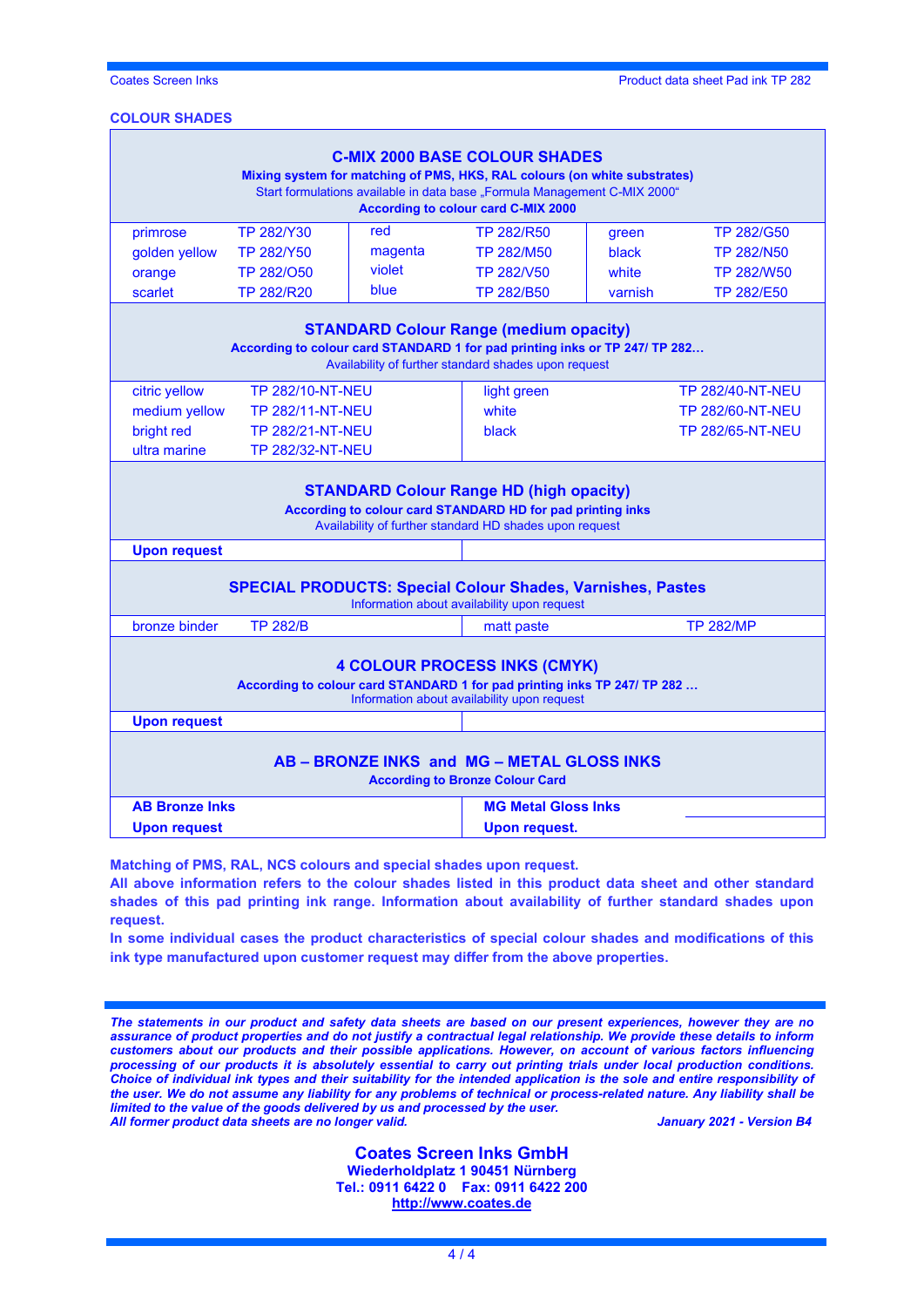## COLOUR SHADES

### C-MIX 2000 BASE COLOUR SHADES

**Mixing system for matching of PMS, HKS, RAL colours (on white substrates)**

Start formulations available in data base „Formula Management C-MIX 2000"

**According to colour card C-MIX 2000**

| | | | | | |
|---|---|---|---|---|---|
| primrose | TP 282/Y30 | red | TP 282/R50 | green | TP 282/G50 |
| golden yellow | TP 282/Y50 | magenta | TP 282/M50 | black | TP 282/N50 |
| orange | TP 282/O50 | violet | TP 282/V50 | white | TP 282/W50 |
| scarlet | TP 282/R20 | blue | TP 282/B50 | varnish | TP 282/E50 |

### STANDARD Colour Range (medium opacity)

**According to colour card STANDARD 1 for pad printing inks or TP 247/ TP 282…**

Availability of further standard shades upon request

| | | | |
|---|---|---|---|
| citric yellow | TP 282/10-NT-NEU | light green | TP 282/40-NT-NEU |
| medium yellow | TP 282/11-NT-NEU | white | TP 282/60-NT-NEU |
| bright red | TP 282/21-NT-NEU | black | TP 282/65-NT-NEU |
| ultra marine | TP 282/32-NT-NEU | | |

### STANDARD Colour Range HD (high opacity)

**According to colour card STANDARD HD for pad printing inks**

Availability of further standard HD shades upon request

**Upon request**

### SPECIAL PRODUCTS: Special Colour Shades, Varnishes, Pastes

Information about availability upon request

| | | | |
|---|---|---|---|
| bronze binder | TP 282/B | matt paste | TP 282/MP |

### 4 COLOUR PROCESS INKS (CMYK)

**According to colour card STANDARD 1 for pad printing inks TP 247/ TP 282 …**

Information about availability upon request

**Upon request**

### AB – BRONZE INKS and MG – METAL GLOSS INKS

**According to Bronze Colour Card**

| | |
|---|---|
| **AB Bronze Inks** | **MG Metal Gloss Inks** |
| **Upon request** | **Upon request.** |

**Matching of PMS, RAL, NCS colours and special shades upon request.**

**All above information refers to the colour shades listed in this product data sheet and other standard shades of this pad printing ink range. Information about availability of further standard shades upon request.**

**In some individual cases the product characteristics of special colour shades and modifications of this ink type manufactured upon customer request may differ from the above properties.**

***The statements in our product and safety data sheets are based on our present experiences, however they are no assurance of product properties and do not justify a contractual legal relationship. We provide these details to inform customers about our products and their possible applications. However, on account of various factors influencing processing of our products it is absolutely essential to carry out printing trials under local production conditions. Choice of individual ink types and their suitability for the intended application is the sole and entire responsibility of the user. We do not assume any liability for any problems of technical or process-related nature. Any liability shall be limited to the value of the goods delivered by us and processed by the user.***

***All former product data sheets are no longer valid.*** ***January 2021 - Version B4***

**Coates Screen Inks GmbH**
**Wiederholdplatz 1 90451 Nürnberg**
**Tel.: 0911 6422 0 Fax: 0911 6422 200**
**http://www.coates.de**